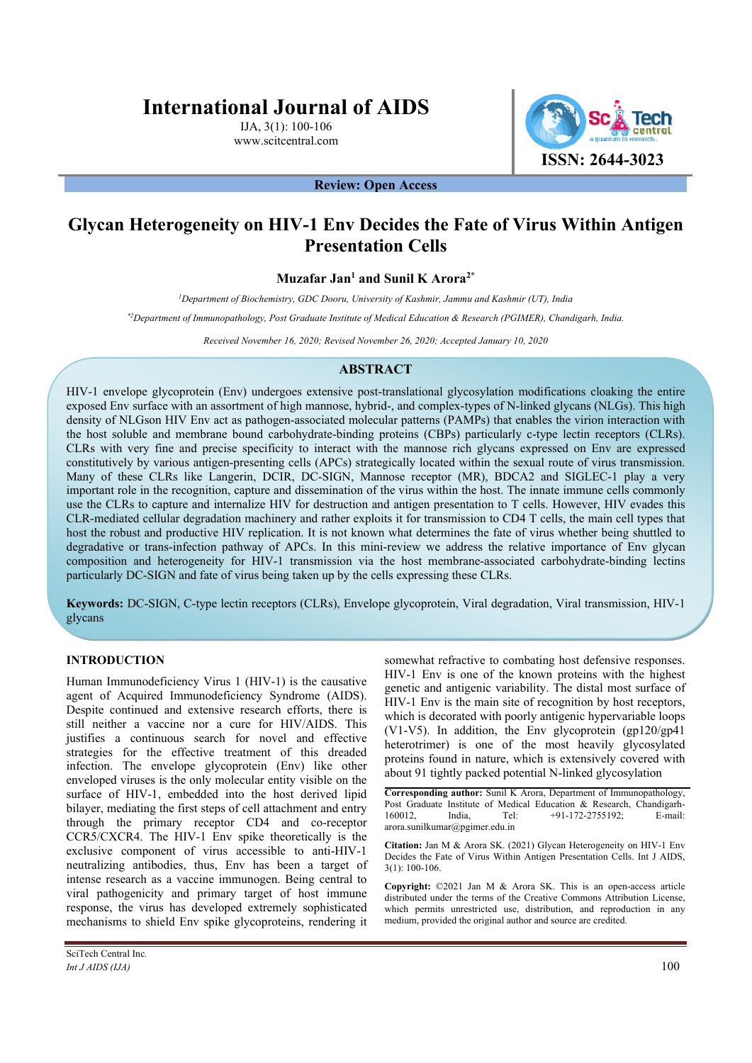# International Journal of AIDS

IJA, 3(1): 100-106

www.scitcentral.com

ISSN: 2644-3023

**Review: Open Access**

# Glycan Heterogeneity on HIV-1 Env Decides the Fate of Virus Within Antigen Presentation Cells

**Muzafar Jan[1] and Sunil K Arora[2*]**

[1]*Department of Biochemistry, GDC Dooru, University of Kashmir, Jammu and Kashmir (UT), India*

[*2]*Department of Immunopathology, Post Graduate Institute of Medical Education & Research (PGIMER), Chandigarh, India.*

*Received November 16, 2020; Revised November 26, 2020; Accepted January 10, 2020*

## ABSTRACT

HIV-1 envelope glycoprotein (Env) undergoes extensive post-translational glycosylation modifications cloaking the entire exposed Env surface with an assortment of high mannose, hybrid-, and complex-types of N-linked glycans (NLGs). This high density of NLGson HIV Env act as pathogen-associated molecular patterns (PAMPs) that enables the virion interaction with the host soluble and membrane bound carbohydrate-binding proteins (CBPs) particularly c-type lectin receptors (CLRs). CLRs with very fine and precise specificity to interact with the mannose rich glycans expressed on Env are expressed constitutively by various antigen-presenting cells (APCs) strategically located within the sexual route of virus transmission. Many of these CLRs like Langerin, DCIR, DC-SIGN, Mannose receptor (MR), BDCA2 and SIGLEC-1 play a very important role in the recognition, capture and dissemination of the virus within the host. The innate immune cells commonly use the CLRs to capture and internalize HIV for destruction and antigen presentation to T cells. However, HIV evades this CLR-mediated cellular degradation machinery and rather exploits it for transmission to CD4 T cells, the main cell types that host the robust and productive HIV replication. It is not known what determines the fate of virus whether being shuttled to degradative or trans-infection pathway of APCs. In this mini-review we address the relative importance of Env glycan composition and heterogeneity for HIV-1 transmission via the host membrane-associated carbohydrate-binding lectins particularly DC-SIGN and fate of virus being taken up by the cells expressing these CLRs.

**Keywords:** DC-SIGN, C-type lectin receptors (CLRs), Envelope glycoprotein, Viral degradation, Viral transmission, HIV-1 glycans

## INTRODUCTION

Human Immunodeficiency Virus 1 (HIV-1) is the causative agent of Acquired Immunodeficiency Syndrome (AIDS). Despite continued and extensive research efforts, there is still neither a vaccine nor a cure for HIV/AIDS. This justifies a continuous search for novel and effective strategies for the effective treatment of this dreaded infection. The envelope glycoprotein (Env) like other enveloped viruses is the only molecular entity visible on the surface of HIV-1, embedded into the host derived lipid bilayer, mediating the first steps of cell attachment and entry through the primary receptor CD4 and co-receptor CCR5/CXCR4. The HIV-1 Env spike theoretically is the exclusive component of virus accessible to anti-HIV-1 neutralizing antibodies, thus, Env has been a target of intense research as a vaccine immunogen. Being central to viral pathogenicity and primary target of host immune response, the virus has developed extremely sophisticated mechanisms to shield Env spike glycoproteins, rendering it somewhat refractive to combating host defensive responses. HIV-1 Env is one of the known proteins with the highest genetic and antigenic variability. The distal most surface of HIV-1 Env is the main site of recognition by host receptors, which is decorated with poorly antigenic hypervariable loops (V1-V5). In addition, the Env glycoprotein (gp120/gp41 heterotrimer) is one of the most heavily glycosylated proteins found in nature, which is extensively covered with about 91 tightly packed potential N-linked glycosylation

**Corresponding author:** Sunil K Arora, Department of Immunopathology, Post Graduate Institute of Medical Education & Research, Chandigarh-160012, India, Tel: +91-172-2755192; E-mail: arora.sunilkumar@pgimer.edu.in

**Citation:** Jan M & Arora SK. (2021) Glycan Heterogeneity on HIV-1 Env Decides the Fate of Virus Within Antigen Presentation Cells. Int J AIDS, 3(1): 100-106.

**Copyright:** ©2021 Jan M & Arora SK. This is an open-access article distributed under the terms of the Creative Commons Attribution License, which permits unrestricted use, distribution, and reproduction in any medium, provided the original author and source are credited.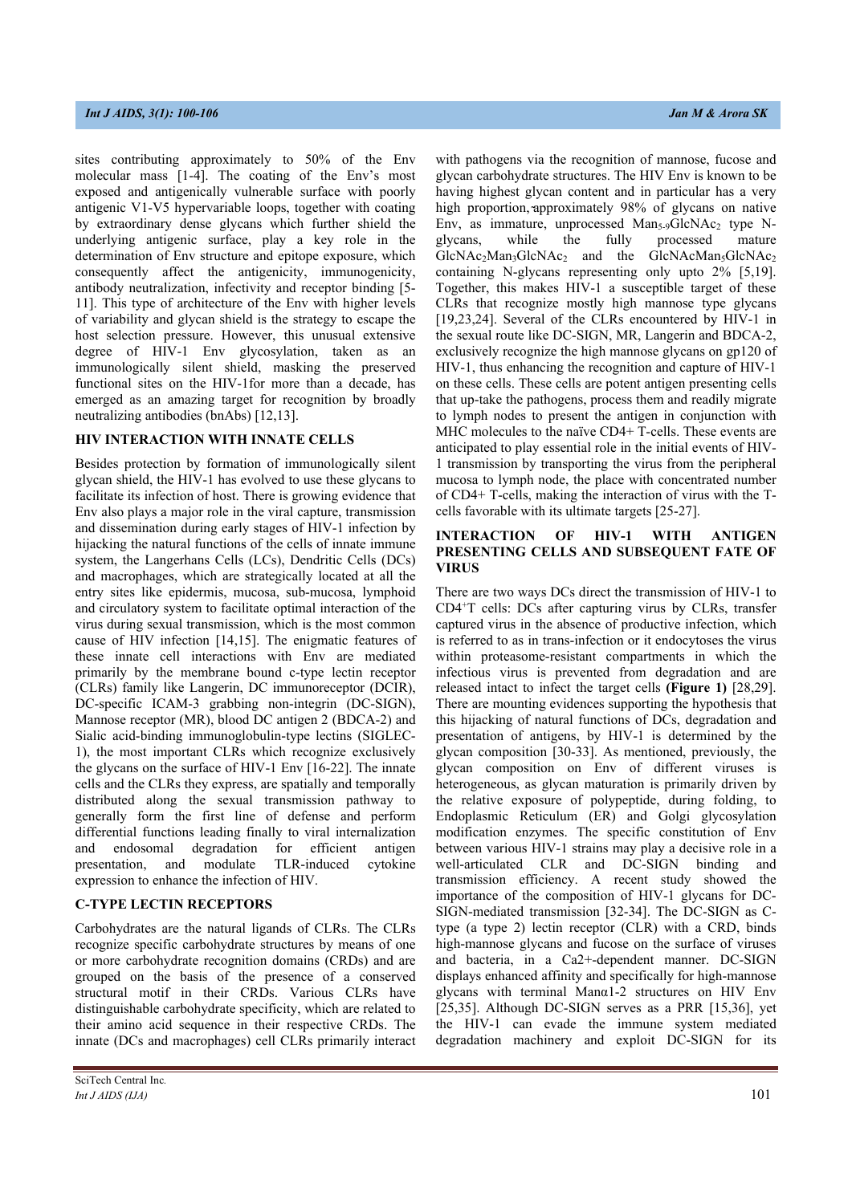sites contributing approximately to 50% of the Env molecular mass [1-4]. The coating of the Env's most exposed and antigenically vulnerable surface with poorly antigenic V1-V5 hypervariable loops, together with coating by extraordinary dense glycans which further shield the underlying antigenic surface, play a key role in the determination of Env structure and epitope exposure, which consequently affect the antigenicity, immunogenicity, antibody neutralization, infectivity and receptor binding [5-11]. This type of architecture of the Env with higher levels of variability and glycan shield is the strategy to escape the host selection pressure. However, this unusual extensive degree of HIV-1 Env glycosylation, taken as an immunologically silent shield, masking the preserved functional sites on the HIV-1for more than a decade, has emerged as an amazing target for recognition by broadly neutralizing antibodies (bnAbs) [12,13].

## HIV INTERACTION WITH INNATE CELLS

Besides protection by formation of immunologically silent glycan shield, the HIV-1 has evolved to use these glycans to facilitate its infection of host. There is growing evidence that Env also plays a major role in the viral capture, transmission and dissemination during early stages of HIV-1 infection by hijacking the natural functions of the cells of innate immune system, the Langerhans Cells (LCs), Dendritic Cells (DCs) and macrophages, which are strategically located at all the entry sites like epidermis, mucosa, sub-mucosa, lymphoid and circulatory system to facilitate optimal interaction of the virus during sexual transmission, which is the most common cause of HIV infection [14,15]. The enigmatic features of these innate cell interactions with Env are mediated primarily by the membrane bound c-type lectin receptor (CLRs) family like Langerin, DC immunoreceptor (DCIR), DC-specific ICAM-3 grabbing non-integrin (DC-SIGN), Mannose receptor (MR), blood DC antigen 2 (BDCA-2) and Sialic acid-binding immunoglobulin-type lectins (SIGLEC-1), the most important CLRs which recognize exclusively the glycans on the surface of HIV-1 Env [16-22]. The innate cells and the CLRs they express, are spatially and temporally distributed along the sexual transmission pathway to generally form the first line of defense and perform differential functions leading finally to viral internalization and endosomal degradation for efficient antigen presentation, and modulate TLR-induced cytokine expression to enhance the infection of HIV.

## C-TYPE LECTIN RECEPTORS

Carbohydrates are the natural ligands of CLRs. The CLRs recognize specific carbohydrate structures by means of one or more carbohydrate recognition domains (CRDs) and are grouped on the basis of the presence of a conserved structural motif in their CRDs. Various CLRs have distinguishable carbohydrate specificity, which are related to their amino acid sequence in their respective CRDs. The innate (DCs and macrophages) cell CLRs primarily interact with pathogens via the recognition of mannose, fucose and glycan carbohydrate structures. The HIV Env is known to be having highest glycan content and in particular has a very high proportion, approximately 98% of glycans on native Env, as immature, unprocessed $Man_{5\text{-}9}GlcNAc_2$ type N-glycans, while the fully processed mature $GlcNAc_2Man_3GlcNAc_2$ and the $GlcNAcMan_5GlcNAc_2$ containing N-glycans representing only upto 2% [5,19]. Together, this makes HIV-1 a susceptible target of these CLRs that recognize mostly high mannose type glycans [19,23,24]. Several of the CLRs encountered by HIV-1 in the sexual route like DC-SIGN, MR, Langerin and BDCA-2, exclusively recognize the high mannose glycans on gp120 of HIV-1, thus enhancing the recognition and capture of HIV-1 on these cells. These cells are potent antigen presenting cells that up-take the pathogens, process them and readily migrate to lymph nodes to present the antigen in conjunction with MHC molecules to the naïve CD4+ T-cells. These events are anticipated to play essential role in the initial events of HIV-1 transmission by transporting the virus from the peripheral mucosa to lymph node, the place with concentrated number of CD4+ T-cells, making the interaction of virus with the T-cells favorable with its ultimate targets [25-27].

## INTERACTION OF HIV-1 WITH ANTIGEN PRESENTING CELLS AND SUBSEQUENT FATE OF VIRUS

There are two ways DCs direct the transmission of HIV-1 to $CD4^+$T cells: DCs after capturing virus by CLRs, transfer captured virus in the absence of productive infection, which is referred to as in trans-infection or it endocytoses the virus within proteasome-resistant compartments in which the infectious virus is prevented from degradation and are released intact to infect the target cells **(Figure 1)** [28,29]. There are mounting evidences supporting the hypothesis that this hijacking of natural functions of DCs, degradation and presentation of antigens, by HIV-1 is determined by the glycan composition [30-33]. As mentioned, previously, the glycan composition on Env of different viruses is heterogeneous, as glycan maturation is primarily driven by the relative exposure of polypeptide, during folding, to Endoplasmic Reticulum (ER) and Golgi glycosylation modification enzymes. The specific constitution of Env between various HIV-1 strains may play a decisive role in a well-articulated CLR and DC-SIGN binding and transmission efficiency. A recent study showed the importance of the composition of HIV-1 glycans for DC-SIGN-mediated transmission [32-34]. The DC-SIGN as C-type (a type 2) lectin receptor (CLR) with a CRD, binds high-mannose glycans and fucose on the surface of viruses and bacteria, in a Ca2+-dependent manner. DC-SIGN displays enhanced affinity and specifically for high-mannose glycans with terminal Manα1-2 structures on HIV Env [25,35]. Although DC-SIGN serves as a PRR [15,36], yet the HIV-1 can evade the immune system mediated degradation machinery and exploit DC-SIGN for its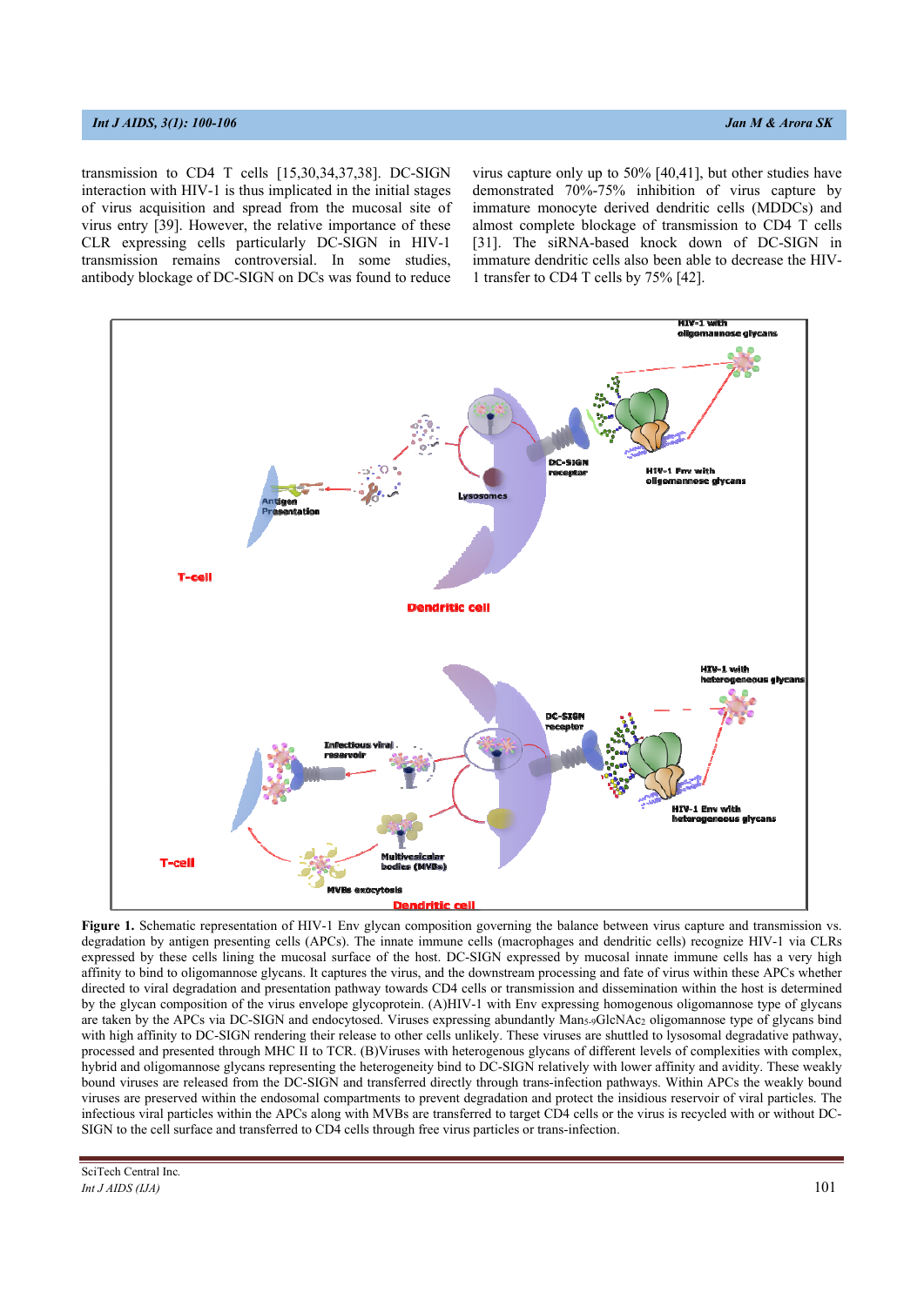transmission to CD4 T cells [15,30,34,37,38]. DC-SIGN interaction with HIV-1 is thus implicated in the initial stages of virus acquisition and spread from the mucosal site of virus entry [39]. However, the relative importance of these CLR expressing cells particularly DC-SIGN in HIV-1 transmission remains controversial. In some studies, antibody blockage of DC-SIGN on DCs was found to reduce virus capture only up to 50% [40,41], but other studies have demonstrated 70%-75% inhibition of virus capture by immature monocyte derived dendritic cells (MDDCs) and almost complete blockage of transmission to CD4 T cells [31]. The siRNA-based knock down of DC-SIGN in immature dendritic cells also been able to decrease the HIV-1 transfer to CD4 T cells by 75% [42].

**Figure 1.** Schematic representation of HIV-1 Env glycan composition governing the balance between virus capture and transmission vs. degradation by antigen presenting cells (APCs). The innate immune cells (macrophages and dendritic cells) recognize HIV-1 via CLRs expressed by these cells lining the mucosal surface of the host. DC-SIGN expressed by mucosal innate immune cells has a very high affinity to bind to oligomannose glycans. It captures the virus, and the downstream processing and fate of virus within these APCs whether directed to viral degradation and presentation pathway towards CD4 cells or transmission and dissemination within the host is determined by the glycan composition of the virus envelope glycoprotein. (A)HIV-1 with Env expressing homogenous oligomannose type of glycans are taken by the APCs via DC-SIGN and endocytosed. Viruses expressing abundantly $Man_{5\text{-}9}GlcNAc_2$ oligomannose type of glycans bind with high affinity to DC-SIGN rendering their release to other cells unlikely. These viruses are shuttled to lysosomal degradative pathway, processed and presented through MHC II to TCR. (B)Viruses with heterogenous glycans of different levels of complexities with complex, hybrid and oligomannose glycans representing the heterogeneity bind to DC-SIGN relatively with lower affinity and avidity. These weakly bound viruses are released from the DC-SIGN and transferred directly through trans-infection pathways. Within APCs the weakly bound viruses are preserved within the endosomal compartments to prevent degradation and protect the insidious reservoir of viral particles. The infectious viral particles within the APCs along with MVBs are transferred to target CD4 cells or the virus is recycled with or without DC-SIGN to the cell surface and transferred to CD4 cells through free virus particles or trans-infection.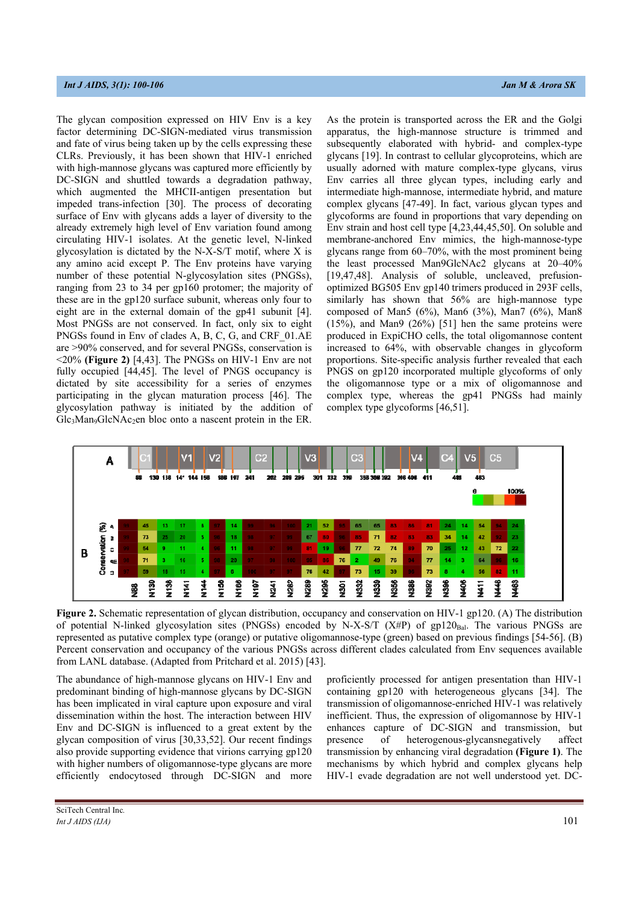The glycan composition expressed on HIV Env is a key factor determining DC-SIGN-mediated virus transmission and fate of virus being taken up by the cells expressing these CLRs. Previously, it has been shown that HIV-1 enriched with high-mannose glycans was captured more efficiently by DC-SIGN and shuttled towards a degradation pathway, which augmented the MHCII-antigen presentation but impeded trans-infection [30]. The process of decorating surface of Env with glycans adds a layer of diversity to the already extremely high level of Env variation found among circulating HIV-1 isolates. At the genetic level, N-linked glycosylation is dictated by the N-X-S/T motif, where X is any amino acid except P. The Env proteins have varying number of these potential N-glycosylation sites (PNGSs), ranging from 23 to 34 per gp160 protomer; the majority of these are in the gp120 surface subunit, whereas only four to eight are in the external domain of the gp41 subunit [4]. Most PNGSs are not conserved. In fact, only six to eight PNGSs found in Env of clades A, B, C, G, and CRF_01.AE are >90% conserved, and for several PNGSs, conservation is <20% **(Figure 2)** [4,43]. The PNGSs on HIV-1 Env are not fully occupied [44,45]. The level of PNGS occupancy is dictated by site accessibility for a series of enzymes participating in the glycan maturation process [46]. The glycosylation pathway is initiated by the addition of $Glc_3Man_9GlcNAc_2$en bloc onto a nascent protein in the ER. As the protein is transported across the ER and the Golgi apparatus, the high-mannose structure is trimmed and subsequently elaborated with hybrid- and complex-type glycans [19]. In contrast to cellular glycoproteins, which are usually adorned with mature complex-type glycans, virus Env carries all three glycan types, including early and intermediate high-mannose, intermediate hybrid, and mature complex glycans [47-49]. In fact, various glycan types and glycoforms are found in proportions that vary depending on Env strain and host cell type [4,23,44,45,50]. On soluble and membrane-anchored Env mimics, the high-mannose-type glycans range from 60–70%, with the most prominent being the least processed $Man9GlcNAc_2$ glycans at 20–40% [19,47,48]. Analysis of soluble, uncleaved, prefusion-optimized BG505 Env gp140 trimers produced in 293F cells, similarly has shown that 56% are high-mannose type composed of Man5 (6%), Man6 (3%), Man7 (6%), Man8 (15%), and Man9 (26%) [51] hen the same proteins were produced in ExpiCHO cells, the total oligomannose content increased to 64%, with observable changes in glycoform proportions. Site-specific analysis further revealed that each PNGS on gp120 incorporated multiple glycoforms of only the oligomannose type or a mix of oligomannose and complex type, whereas the gp41 PNGSs had mainly complex type glycoforms [46,51].

**Figure 2.** Schematic representation of glycan distribution, occupancy and conservation on HIV-1 gp120. (A) The distribution of potential N-linked glycosylation sites (PNGSs) encoded by N-X-S/T (X#P) of $gp120_{Bal}$. The various PNGSs are represented as putative complex type (orange) or putative oligomannose-type (green) based on previous findings [54-56]. (B) Percent conservation and occupancy of the various PNGSs across different clades calculated from Env sequences available from LANL database. (Adapted from Pritchard et al. 2015) [43].

The abundance of high-mannose glycans on HIV-1 Env and predominant binding of high-mannose glycans by DC-SIGN has been implicated in viral capture upon exposure and viral dissemination within the host. The interaction between HIV Env and DC-SIGN is influenced to a great extent by the glycan composition of virus [30,33,52]. Our recent findings also provide supporting evidence that virions carrying gp120 with higher numbers of oligomannose-type glycans are more efficiently endocytosed through DC-SIGN and more proficiently processed for antigen presentation than HIV-1 containing gp120 with heterogeneous glycans [34]. The transmission of oligomannose-enriched HIV-1 was relatively inefficient. Thus, the expression of oligomannose by HIV-1 enhances capture of DC-SIGN and transmission, but presence of heterogenous-glycansnegatively affect transmission by enhancing viral degradation **(Figure 1)**. The mechanisms by which hybrid and complex glycans help HIV-1 evade degradation are not well understood yet. DC-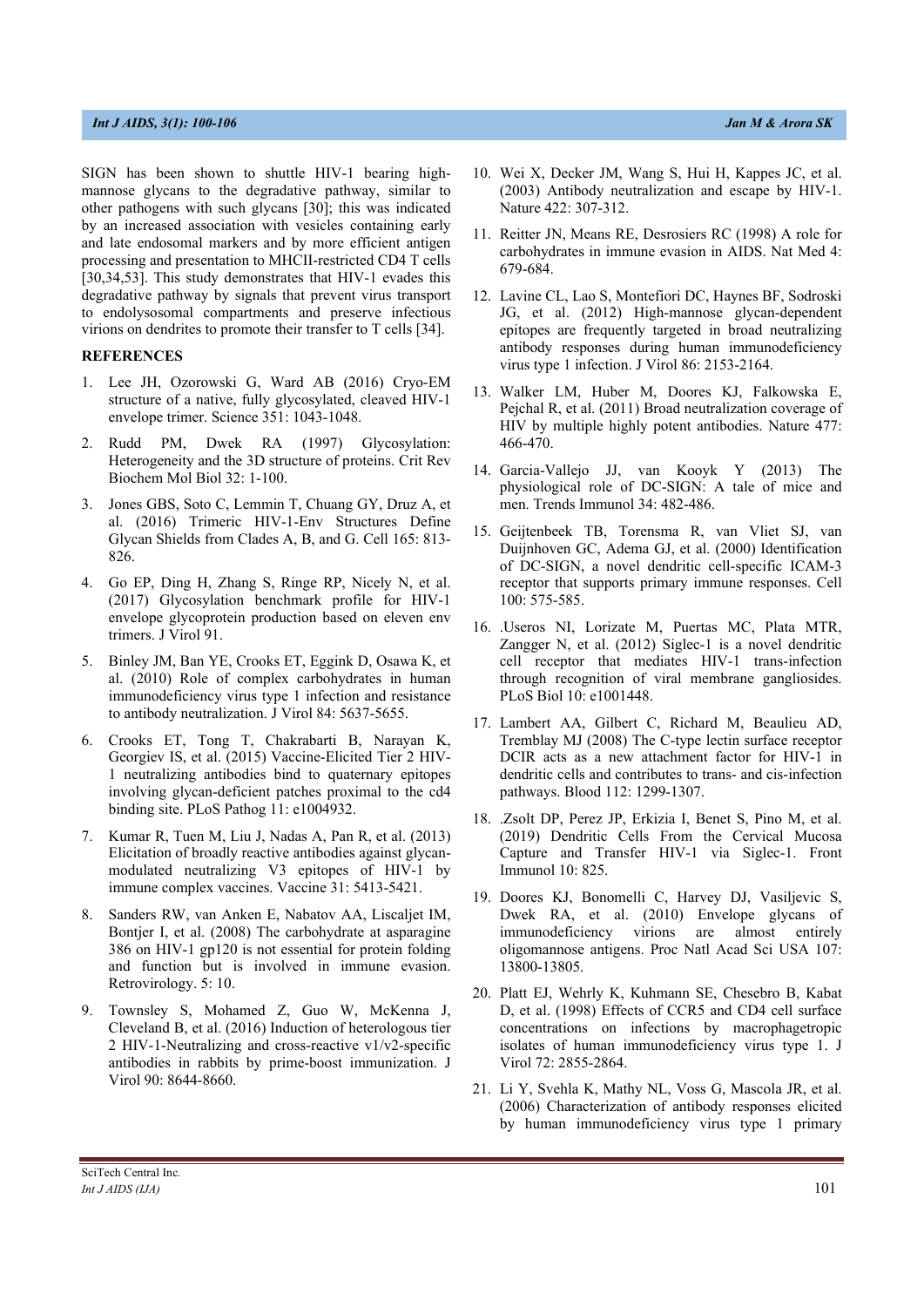SIGN has been shown to shuttle HIV-1 bearing high-mannose glycans to the degradative pathway, similar to other pathogens with such glycans [30]; this was indicated by an increased association with vesicles containing early and late endosomal markers and by more efficient antigen processing and presentation to MHCII-restricted CD4 T cells [30,34,53]. This study demonstrates that HIV-1 evades this degradative pathway by signals that prevent virus transport to endolysosomal compartments and preserve infectious virions on dendrites to promote their transfer to T cells [34].

## REFERENCES

1. Lee JH, Ozorowski G, Ward AB (2016) Cryo-EM structure of a native, fully glycosylated, cleaved HIV-1 envelope trimer. Science 351: 1043-1048.
2. Rudd PM, Dwek RA (1997) Glycosylation: Heterogeneity and the 3D structure of proteins. Crit Rev Biochem Mol Biol 32: 1-100.
3. Jones GBS, Soto C, Lemmin T, Chuang GY, Druz A, et al. (2016) Trimeric HIV-1-Env Structures Define Glycan Shields from Clades A, B, and G. Cell 165: 813-826.
4. Go EP, Ding H, Zhang S, Ringe RP, Nicely N, et al. (2017) Glycosylation benchmark profile for HIV-1 envelope glycoprotein production based on eleven env trimers. J Virol 91.
5. Binley JM, Ban YE, Crooks ET, Eggink D, Osawa K, et al. (2010) Role of complex carbohydrates in human immunodeficiency virus type 1 infection and resistance to antibody neutralization. J Virol 84: 5637-5655.
6. Crooks ET, Tong T, Chakrabarti B, Narayan K, Georgiev IS, et al. (2015) Vaccine-Elicited Tier 2 HIV-1 neutralizing antibodies bind to quaternary epitopes involving glycan-deficient patches proximal to the cd4 binding site. PLoS Pathog 11: e1004932.
7. Kumar R, Tuen M, Liu J, Nadas A, Pan R, et al. (2013) Elicitation of broadly reactive antibodies against glycan-modulated neutralizing V3 epitopes of HIV-1 by immune complex vaccines. Vaccine 31: 5413-5421.
8. Sanders RW, van Anken E, Nabatov AA, Liscaljet IM, Bontjer I, et al. (2008) The carbohydrate at asparagine 386 on HIV-1 gp120 is not essential for protein folding and function but is involved in immune evasion. Retrovirology. 5: 10.
9. Townsley S, Mohamed Z, Guo W, McKenna J, Cleveland B, et al. (2016) Induction of heterologous tier 2 HIV-1-Neutralizing and cross-reactive v1/v2-specific antibodies in rabbits by prime-boost immunization. J Virol 90: 8644-8660.
10. Wei X, Decker JM, Wang S, Hui H, Kappes JC, et al. (2003) Antibody neutralization and escape by HIV-1. Nature 422: 307-312.
11. Reitter JN, Means RE, Desrosiers RC (1998) A role for carbohydrates in immune evasion in AIDS. Nat Med 4: 679-684.
12. Lavine CL, Lao S, Montefiori DC, Haynes BF, Sodroski JG, et al. (2012) High-mannose glycan-dependent epitopes are frequently targeted in broad neutralizing antibody responses during human immunodeficiency virus type 1 infection. J Virol 86: 2153-2164.
13. Walker LM, Huber M, Doores KJ, Falkowska E, Pejchal R, et al. (2011) Broad neutralization coverage of HIV by multiple highly potent antibodies. Nature 477: 466-470.
14. Garcia-Vallejo JJ, van Kooyk Y (2013) The physiological role of DC-SIGN: A tale of mice and men. Trends Immunol 34: 482-486.
15. Geijtenbeek TB, Torensma R, van Vliet SJ, van Duijnhoven GC, Adema GJ, et al. (2000) Identification of DC-SIGN, a novel dendritic cell-specific ICAM-3 receptor that supports primary immune responses. Cell 100: 575-585.
16. .Useros NI, Lorizate M, Puertas MC, Plata MTR, Zangger N, et al. (2012) Siglec-1 is a novel dendritic cell receptor that mediates HIV-1 trans-infection through recognition of viral membrane gangliosides. PLoS Biol 10: e1001448.
17. Lambert AA, Gilbert C, Richard M, Beaulieu AD, Tremblay MJ (2008) The C-type lectin surface receptor DCIR acts as a new attachment factor for HIV-1 in dendritic cells and contributes to trans- and cis-infection pathways. Blood 112: 1299-1307.
18. .Zsolt DP, Perez JP, Erkizia I, Benet S, Pino M, et al. (2019) Dendritic Cells From the Cervical Mucosa Capture and Transfer HIV-1 via Siglec-1. Front Immunol 10: 825.
19. Doores KJ, Bonomelli C, Harvey DJ, Vasiljevic S, Dwek RA, et al. (2010) Envelope glycans of immunodeficiency virions are almost entirely oligomannose antigens. Proc Natl Acad Sci USA 107: 13800-13805.
20. Platt EJ, Wehrly K, Kuhmann SE, Chesebro B, Kabat D, et al. (1998) Effects of CCR5 and CD4 cell surface concentrations on infections by macrophagetropic isolates of human immunodeficiency virus type 1. J Virol 72: 2855-2864.
21. Li Y, Svehla K, Mathy NL, Voss G, Mascola JR, et al. (2006) Characterization of antibody responses elicited by human immunodeficiency virus type 1 primary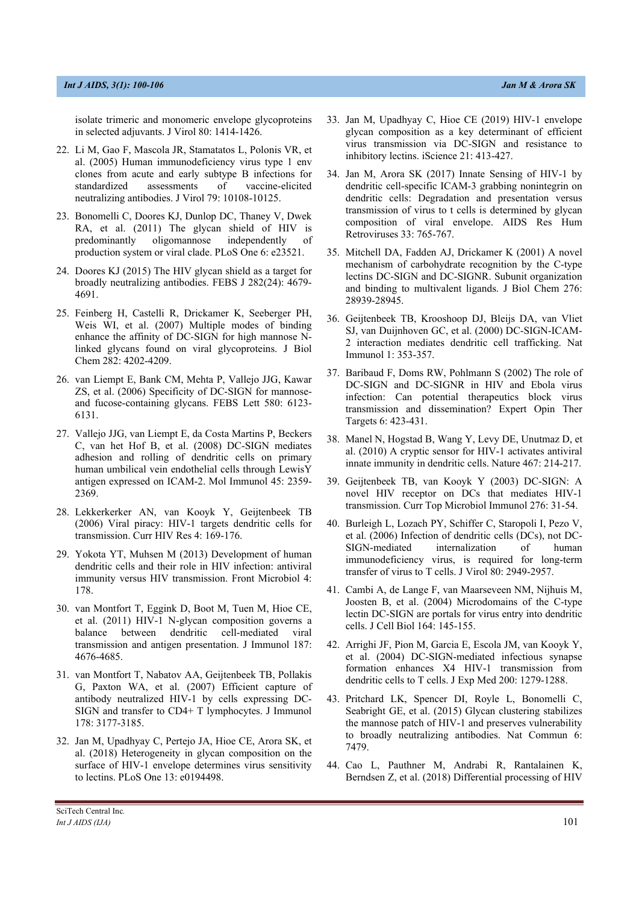isolate trimeric and monomeric envelope glycoproteins in selected adjuvants. J Virol 80: 1414-1426.

22. Li M, Gao F, Mascola JR, Stamatatos L, Polonis VR, et al. (2005) Human immunodeficiency virus type 1 env clones from acute and early subtype B infections for standardized assessments of vaccine-elicited neutralizing antibodies. J Virol 79: 10108-10125.

23. Bonomelli C, Doores KJ, Dunlop DC, Thaney V, Dwek RA, et al. (2011) The glycan shield of HIV is predominantly oligomannose independently of production system or viral clade. PLoS One 6: e23521.

24. Doores KJ (2015) The HIV glycan shield as a target for broadly neutralizing antibodies. FEBS J 282(24): 4679-4691.

25. Feinberg H, Castelli R, Drickamer K, Seeberger PH, Weis WI, et al. (2007) Multiple modes of binding enhance the affinity of DC-SIGN for high mannose N-linked glycans found on viral glycoproteins. J Biol Chem 282: 4202-4209.

26. van Liempt E, Bank CM, Mehta P, Vallejo JJG, Kawar ZS, et al. (2006) Specificity of DC-SIGN for mannose- and fucose-containing glycans. FEBS Lett 580: 6123-6131.

27. Vallejo JJG, van Liempt E, da Costa Martins P, Beckers C, van het Hof B, et al. (2008) DC-SIGN mediates adhesion and rolling of dendritic cells on primary human umbilical vein endothelial cells through LewisY antigen expressed on ICAM-2. Mol Immunol 45: 2359-2369.

28. Lekkerkerker AN, van Kooyk Y, Geijtenbeek TB (2006) Viral piracy: HIV-1 targets dendritic cells for transmission. Curr HIV Res 4: 169-176.

29. Yokota YT, Muhsen M (2013) Development of human dendritic cells and their role in HIV infection: antiviral immunity versus HIV transmission. Front Microbiol 4: 178.

30. van Montfort T, Eggink D, Boot M, Tuen M, Hioe CE, et al. (2011) HIV-1 N-glycan composition governs a balance between dendritic cell-mediated viral transmission and antigen presentation. J Immunol 187: 4676-4685.

31. van Montfort T, Nabatov AA, Geijtenbeek TB, Pollakis G, Paxton WA, et al. (2007) Efficient capture of antibody neutralized HIV-1 by cells expressing DC-SIGN and transfer to CD4+ T lymphocytes. J Immunol 178: 3177-3185.

32. Jan M, Upadhyay C, Pertejo JA, Hioe CE, Arora SK, et al. (2018) Heterogeneity in glycan composition on the surface of HIV-1 envelope determines virus sensitivity to lectins. PLoS One 13: e0194498.

33. Jan M, Upadhyay C, Hioe CE (2019) HIV-1 envelope glycan composition as a key determinant of efficient virus transmission via DC-SIGN and resistance to inhibitory lectins. iScience 21: 413-427.

34. Jan M, Arora SK (2017) Innate Sensing of HIV-1 by dendritic cell-specific ICAM-3 grabbing nonintegrin on dendritic cells: Degradation and presentation versus transmission of virus to t cells is determined by glycan composition of viral envelope. AIDS Res Hum Retroviruses 33: 765-767.

35. Mitchell DA, Fadden AJ, Drickamer K (2001) A novel mechanism of carbohydrate recognition by the C-type lectins DC-SIGN and DC-SIGNR. Subunit organization and binding to multivalent ligands. J Biol Chem 276: 28939-28945.

36. Geijtenbeek TB, Krooshoop DJ, Bleijs DA, van Vliet SJ, van Duijnhoven GC, et al. (2000) DC-SIGN-ICAM-2 interaction mediates dendritic cell trafficking. Nat Immunol 1: 353-357.

37. Baribaud F, Doms RW, Pohlmann S (2002) The role of DC-SIGN and DC-SIGNR in HIV and Ebola virus infection: Can potential therapeutics block virus transmission and dissemination? Expert Opin Ther Targets 6: 423-431.

38. Manel N, Hogstad B, Wang Y, Levy DE, Unutmaz D, et al. (2010) A cryptic sensor for HIV-1 activates antiviral innate immunity in dendritic cells. Nature 467: 214-217.

39. Geijtenbeek TB, van Kooyk Y (2003) DC-SIGN: A novel HIV receptor on DCs that mediates HIV-1 transmission. Curr Top Microbiol Immunol 276: 31-54.

40. Burleigh L, Lozach PY, Schiffer C, Staropoli I, Pezo V, et al. (2006) Infection of dendritic cells (DCs), not DC-SIGN-mediated internalization of human immunodeficiency virus, is required for long-term transfer of virus to T cells. J Virol 80: 2949-2957.

41. Cambi A, de Lange F, van Maarseveen NM, Nijhuis M, Joosten B, et al. (2004) Microdomains of the C-type lectin DC-SIGN are portals for virus entry into dendritic cells. J Cell Biol 164: 145-155.

42. Arrighi JF, Pion M, Garcia E, Escola JM, van Kooyk Y, et al. (2004) DC-SIGN-mediated infectious synapse formation enhances X4 HIV-1 transmission from dendritic cells to T cells. J Exp Med 200: 1279-1288.

43. Pritchard LK, Spencer DI, Royle L, Bonomelli C, Seabright GE, et al. (2015) Glycan clustering stabilizes the mannose patch of HIV-1 and preserves vulnerability to broadly neutralizing antibodies. Nat Commun 6: 7479.

44. Cao L, Pauthner M, Andrabi R, Rantalainen K, Berndsen Z, et al. (2018) Differential processing of HIV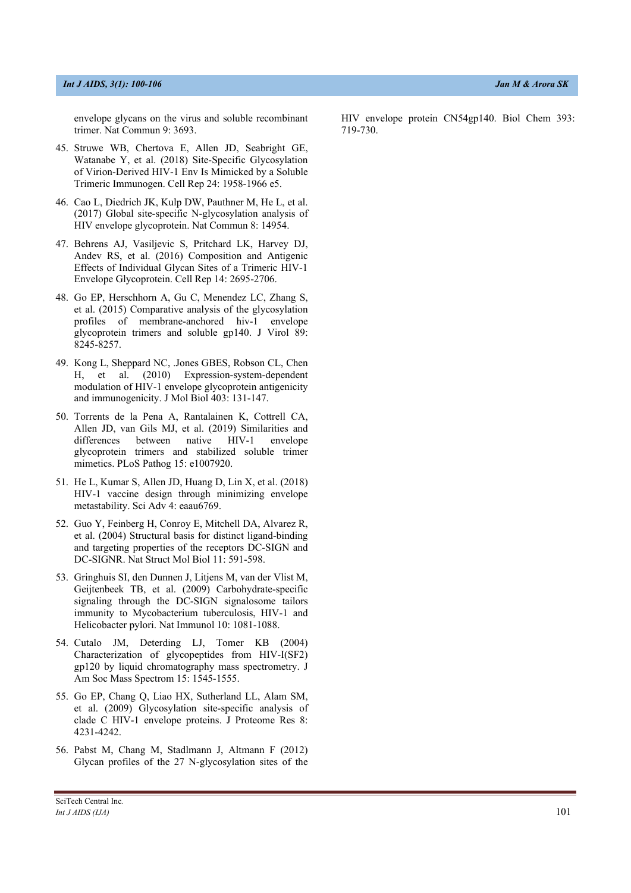envelope glycans on the virus and soluble recombinant trimer. Nat Commun 9: 3693.

45. Struwe WB, Chertova E, Allen JD, Seabright GE, Watanabe Y, et al. (2018) Site-Specific Glycosylation of Virion-Derived HIV-1 Env Is Mimicked by a Soluble Trimeric Immunogen. Cell Rep 24: 1958-1966 e5.
46. Cao L, Diedrich JK, Kulp DW, Pauthner M, He L, et al. (2017) Global site-specific N-glycosylation analysis of HIV envelope glycoprotein. Nat Commun 8: 14954.
47. Behrens AJ, Vasiljevic S, Pritchard LK, Harvey DJ, Andev RS, et al. (2016) Composition and Antigenic Effects of Individual Glycan Sites of a Trimeric HIV-1 Envelope Glycoprotein. Cell Rep 14: 2695-2706.
48. Go EP, Herschhorn A, Gu C, Menendez LC, Zhang S, et al. (2015) Comparative analysis of the glycosylation profiles of membrane-anchored hiv-1 envelope glycoprotein trimers and soluble gp140. J Virol 89: 8245-8257.
49. Kong L, Sheppard NC, .Jones GBES, Robson CL, Chen H, et al. (2010) Expression-system-dependent modulation of HIV-1 envelope glycoprotein antigenicity and immunogenicity. J Mol Biol 403: 131-147.
50. Torrents de la Pena A, Rantalainen K, Cottrell CA, Allen JD, van Gils MJ, et al. (2019) Similarities and differences between native HIV-1 envelope glycoprotein trimers and stabilized soluble trimer mimetics. PLoS Pathog 15: e1007920.
51. He L, Kumar S, Allen JD, Huang D, Lin X, et al. (2018) HIV-1 vaccine design through minimizing envelope metastability. Sci Adv 4: eaau6769.
52. Guo Y, Feinberg H, Conroy E, Mitchell DA, Alvarez R, et al. (2004) Structural basis for distinct ligand-binding and targeting properties of the receptors DC-SIGN and DC-SIGNR. Nat Struct Mol Biol 11: 591-598.
53. Gringhuis SI, den Dunnen J, Litjens M, van der Vlist M, Geijtenbeek TB, et al. (2009) Carbohydrate-specific signaling through the DC-SIGN signalosome tailors immunity to Mycobacterium tuberculosis, HIV-1 and Helicobacter pylori. Nat Immunol 10: 1081-1088.
54. Cutalo JM, Deterding LJ, Tomer KB (2004) Characterization of glycopeptides from HIV-I(SF2) gp120 by liquid chromatography mass spectrometry. J Am Soc Mass Spectrom 15: 1545-1555.
55. Go EP, Chang Q, Liao HX, Sutherland LL, Alam SM, et al. (2009) Glycosylation site-specific analysis of clade C HIV-1 envelope proteins. J Proteome Res 8: 4231-4242.
56. Pabst M, Chang M, Stadlmann J, Altmann F (2012) Glycan profiles of the 27 N-glycosylation sites of the HIV envelope protein CN54gp140. Biol Chem 393: 719-730.